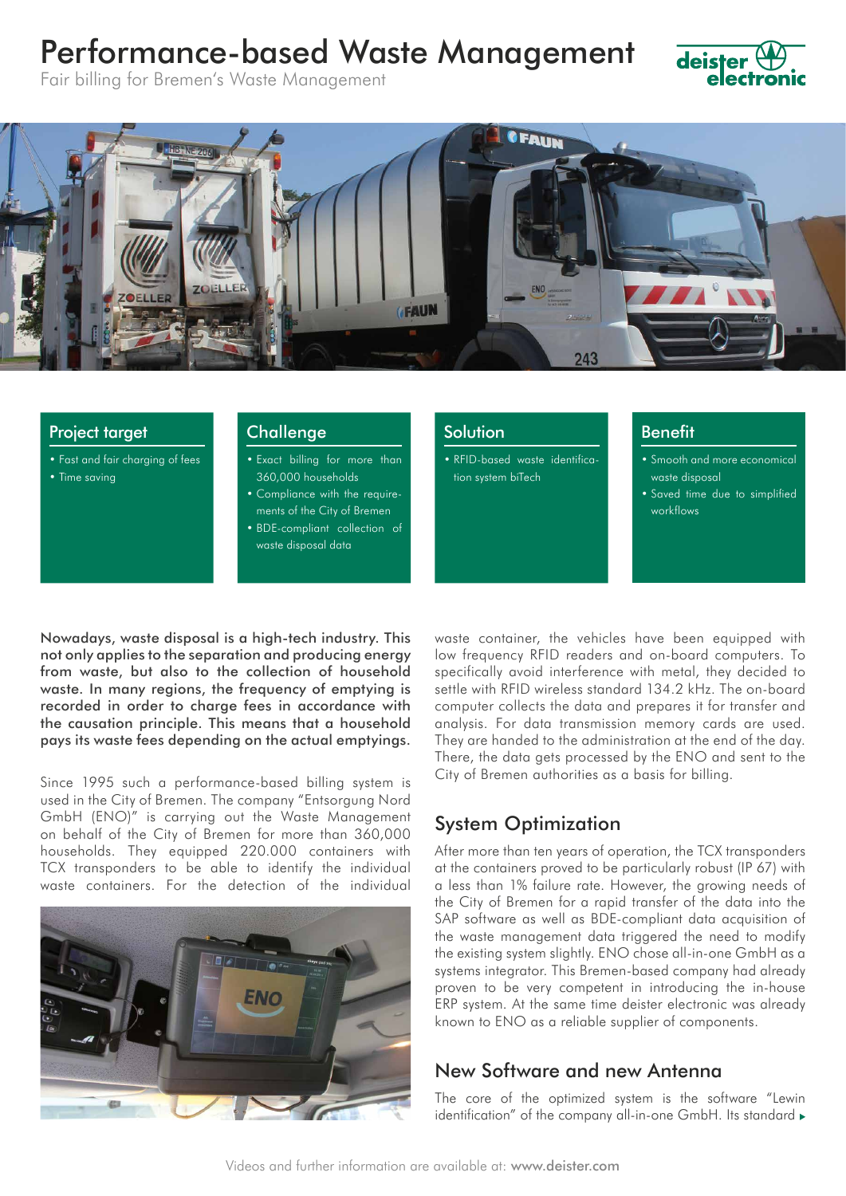# Performance-based Waste Management

Fair billing for Bremen's Waste Management

## Project target

- Fast and fair charging of fees
- Time saving

## Challenge

- Exact billing for more than 360,000 households
- Compliance with the requirements of the City of Bremen
- BDE-compliant collection of waste disposal data

## Solution

- RFID-based waste identification system biTech

## Benefit

- Smooth and more economical waste disposal
- Saved time due to simplified workflows

**Nowadays, waste disposal is a high-tech industry. This not only applies to the separation and producing energy from waste, but also to the collection of household waste. In many regions, the frequency of emptying is recorded in order to charge fees in accordance with the causation principle. This means that a household pays its waste fees depending on the actual emptyings.**

Since 1995 such a performance-based billing system is used in the City of Bremen. The company "Entsorgung Nord GmbH (ENO)" is carrying out the Waste Management on behalf of the City of Bremen for more than 360,000 households. They equipped 220.000 containers with TCX transponders to be able to identify the individual waste containers. For the detection of the individual waste container, the vehicles have been equipped with low frequency RFID readers and on-board computers. To specifically avoid interference with metal, they decided to settle with RFID wireless standard 134.2 kHz. The on-board computer collects the data and prepares it for transfer and analysis. For data transmission memory cards are used. They are handed to the administration at the end of the day. There, the data gets processed by the ENO and sent to the City of Bremen authorities as a basis for billing.

## System Optimization

After more than ten years of operation, the TCX transponders at the containers proved to be particularly robust (IP 67) with a less than 1% failure rate. However, the growing needs of the City of Bremen for a rapid transfer of the data into the SAP software as well as BDE-compliant data acquisition of the waste management data triggered the need to modify the existing system slightly. ENO chose all-in-one GmbH as a systems integrator. This Bremen-based company had already proven to be very competent in introducing the in-house ERP system. At the same time deister electronic was already known to ENO as a reliable supplier of components.

## New Software and new Antenna

The core of the optimized system is the software "Lewin identification" of the company all-in-one GmbH. Its standard ▸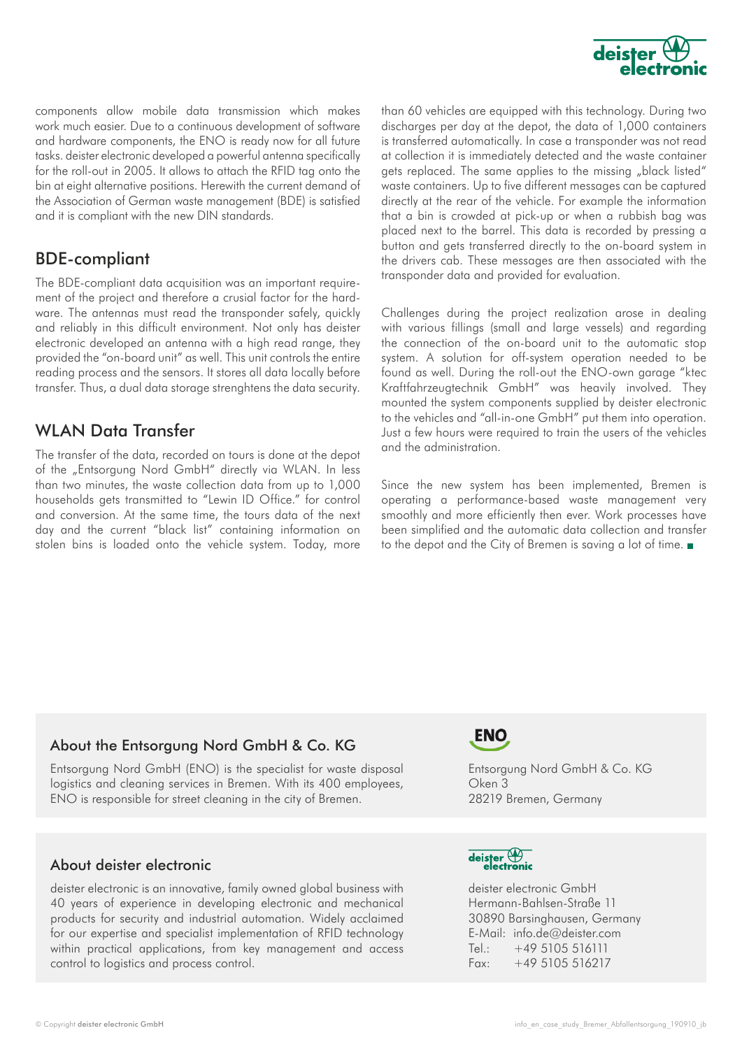components allow mobile data transmission which makes work much easier. Due to a continuous development of software and hardware components, the ENO is ready now for all future tasks. deister electronic developed a powerful antenna specifically for the roll-out in 2005. It allows to attach the RFID tag onto the bin at eight alternative positions. Herewith the current demand of the Association of German waste management (BDE) is satisfied and it is compliant with the new DIN standards.

## BDE-compliant

The BDE-compliant data acquisition was an important requirement of the project and therefore a crusial factor for the hardware. The antennas must read the transponder safely, quickly and reliably in this difficult environment. Not only has deister electronic developed an antenna with a high read range, they provided the "on-board unit" as well. This unit controls the entire reading process and the sensors. It stores all data locally before transfer. Thus, a dual data storage strenghtens the data security.

## WLAN Data Transfer

The transfer of the data, recorded on tours is done at the depot of the „Entsorgung Nord GmbH" directly via WLAN. In less than two minutes, the waste collection data from up to 1,000 households gets transmitted to "Lewin ID Office." for control and conversion. At the same time, the tours data of the next day and the current "black list" containing information on stolen bins is loaded onto the vehicle system. Today, more than 60 vehicles are equipped with this technology. During two discharges per day at the depot, the data of 1,000 containers is transferred automatically. In case a transponder was not read at collection it is immediately detected and the waste container gets replaced. The same applies to the missing „black listed" waste containers. Up to five different messages can be captured directly at the rear of the vehicle. For example the information that a bin is crowded at pick-up or when a rubbish bag was placed next to the barrel. This data is recorded by pressing a button and gets transferred directly to the on-board system in the drivers cab. These messages are then associated with the transponder data and provided for evaluation.

Challenges during the project realization arose in dealing with various fillings (small and large vessels) and regarding the connection of the on-board unit to the automatic stop system. A solution for off-system operation needed to be found as well. During the roll-out the ENO-own garage "ktec Kraftfahrzeugtechnik GmbH" was heavily involved. They mounted the system components supplied by deister electronic to the vehicles and "all-in-one GmbH" put them into operation. Just a few hours were required to train the users of the vehicles and the administration.

Since the new system has been implemented, Bremen is operating a performance-based waste management very smoothly and more efficiently then ever. Work processes have been simplified and the automatic data collection and transfer to the depot and the City of Bremen is saving a lot of time.

### About the Entsorgung Nord GmbH & Co. KG

Entsorgung Nord GmbH (ENO) is the specialist for waste disposal logistics and cleaning services in Bremen. With its 400 employees, ENO is responsible for street cleaning in the city of Bremen.

ENO

Entsorgung Nord GmbH & Co. KG
Oken 3
28219 Bremen, Germany

### About deister electronic

deister electronic is an innovative, family owned global business with 40 years of experience in developing electronic and mechanical products for security and industrial automation. Widely acclaimed for our expertise and specialist implementation of RFID technology within practical applications, from key management and access control to logistics and process control.

deister electronic GmbH
Hermann-Bahlsen-Straße 11
30890 Barsinghausen, Germany
E-Mail: info.de@deister.com
Tel.: +49 5105 516111
Fax: +49 5105 516217

© Copyright deister electronic GmbH

info_en_case_study_Bremer_Abfallentsorgung_190910_jb